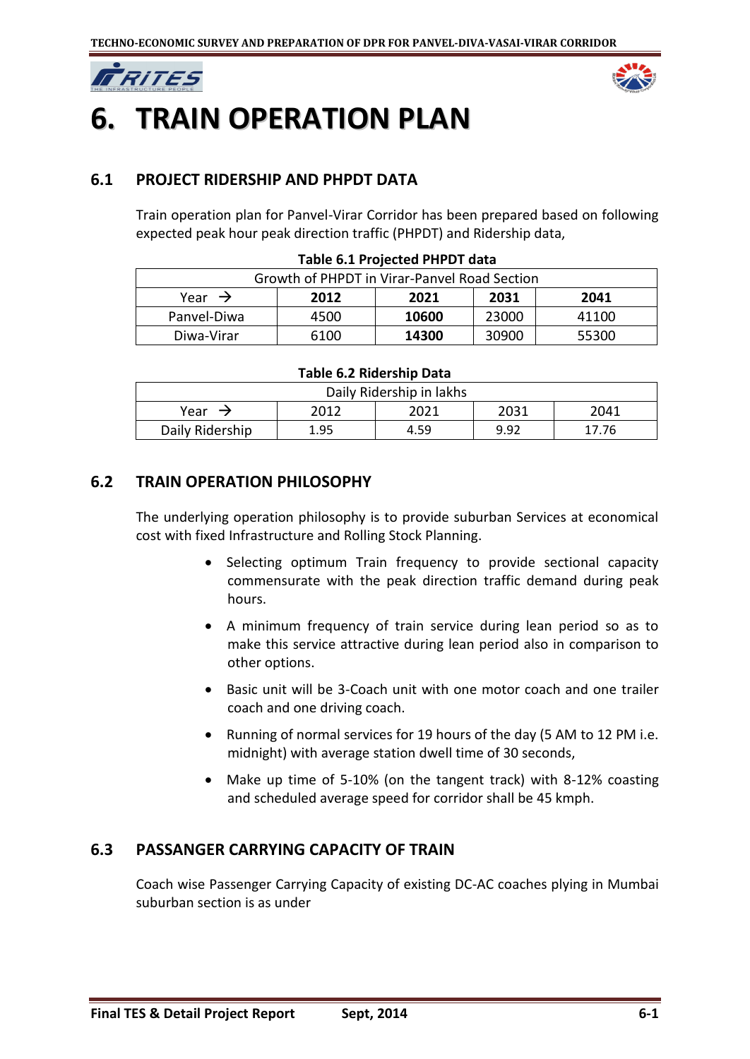# 6. TRAIN OPERATION PLAN

## 6.1 PROJECT RIDERSHIP AND PHPDT DATA

Train operation plan for Panvel-Virar Corridor has been prepared based on following expected peak hour peak direction traffic (PHPDT) and Ridership data,

**Table 6.1 Projected PHPDT data**

| Growth of PHPDT in Virar-Panvel Road Section | | | | |
|---|---|---|---|---|
| Year → | **2012** | **2021** | **2031** | **2041** |
| Panvel-Diwa | 4500 | **10600** | 23000 | 41100 |
| Diwa-Virar | 6100 | **14300** | 30900 | 55300 |

**Table 6.2 Ridership Data**

| Daily Ridership in lakhs | | | | |
|---|---|---|---|---|
| Year → | 2012 | 2021 | 2031 | 2041 |
| Daily Ridership | 1.95 | 4.59 | 9.92 | 17.76 |

## 6.2 TRAIN OPERATION PHILOSOPHY

The underlying operation philosophy is to provide suburban Services at economical cost with fixed Infrastructure and Rolling Stock Planning.

- Selecting optimum Train frequency to provide sectional capacity commensurate with the peak direction traffic demand during peak hours.
- A minimum frequency of train service during lean period so as to make this service attractive during lean period also in comparison to other options.
- Basic unit will be 3-Coach unit with one motor coach and one trailer coach and one driving coach.
- Running of normal services for 19 hours of the day (5 AM to 12 PM i.e. midnight) with average station dwell time of 30 seconds,
- Make up time of 5-10% (on the tangent track) with 8-12% coasting and scheduled average speed for corridor shall be 45 kmph.

## 6.3 PASSANGER CARRYING CAPACITY OF TRAIN

Coach wise Passenger Carrying Capacity of existing DC-AC coaches plying in Mumbai suburban section is as under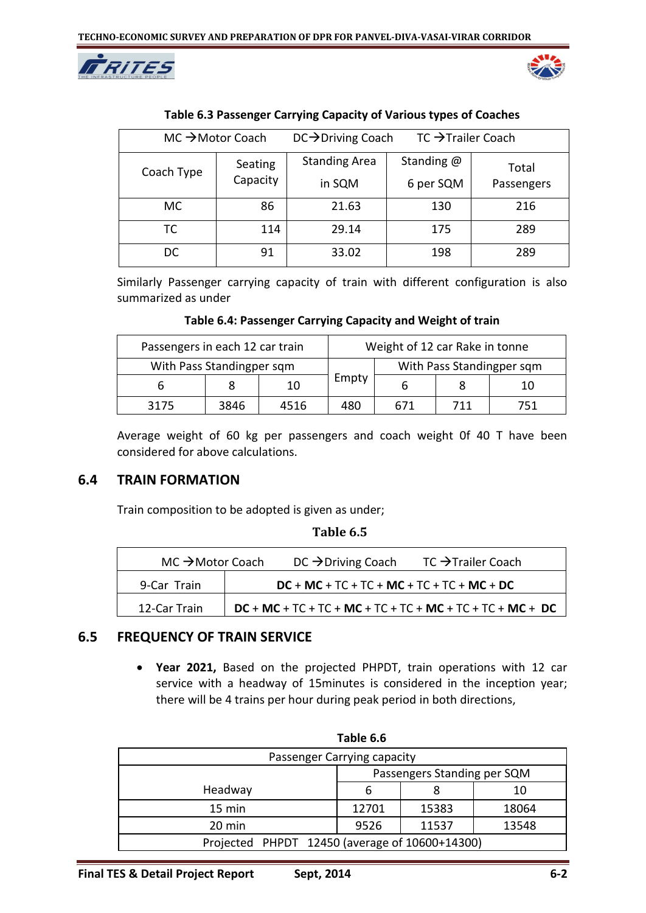**Table 6.3 Passenger Carrying Capacity of Various types of Coaches**

| MC →Motor Coach | | DC→Driving Coach | TC →Trailer Coach | |
|---|---|---|---|---|
| Coach Type | Seating Capacity | Standing Area in SQM | Standing @ 6 per SQM | Total Passengers |
| MC | 86 | 21.63 | 130 | 216 |
| TC | 114 | 29.14 | 175 | 289 |
| DC | 91 | 33.02 | 198 | 289 |

Similarly Passenger carrying capacity of train with different configuration is also summarized as under

**Table 6.4: Passenger Carrying Capacity and Weight of train**

| Passengers in each 12 car train | | | Weight of 12 car Rake in tonne | | | |
|---|---|---|---|---|---|---|
| With Pass Standingper sqm | | | Empty | With Pass Standingper sqm | | |
| 6 | 8 | 10 | | 6 | 8 | 10 |
| 3175 | 3846 | 4516 | 480 | 671 | 711 | 751 |

Average weight of 60 kg per passengers and coach weight 0f 40 T have been considered for above calculations.

## 6.4 TRAIN FORMATION

Train composition to be adopted is given as under;

**Table 6.5**

| MC →Motor Coach DC →Driving Coach TC →Trailer Coach | |
|---|---|
| 9-Car Train | **DC** + **MC** + TC + TC + **MC** + TC + TC + **MC** + **DC** |
| 12-Car Train | **DC** + **MC** + TC + TC + **MC** + TC + TC + **MC** + TC + TC + **MC** + **DC** |

## 6.5 FREQUENCY OF TRAIN SERVICE

- **Year 2021,** Based on the projected PHPDT, train operations with 12 car service with a headway of 15minutes is considered in the inception year; there will be 4 trains per hour during peak period in both directions,

**Table 6.6**

| Passenger Carrying capacity | | | |
|---|---|---|---|
| Headway | Passengers Standing per SQM | | |
| | 6 | 8 | 10 |
| 15 min | 12701 | 15383 | 18064 |
| 20 min | 9526 | 11537 | 13548 |
| Projected PHPDT 12450 (average of 10600+14300) | | | |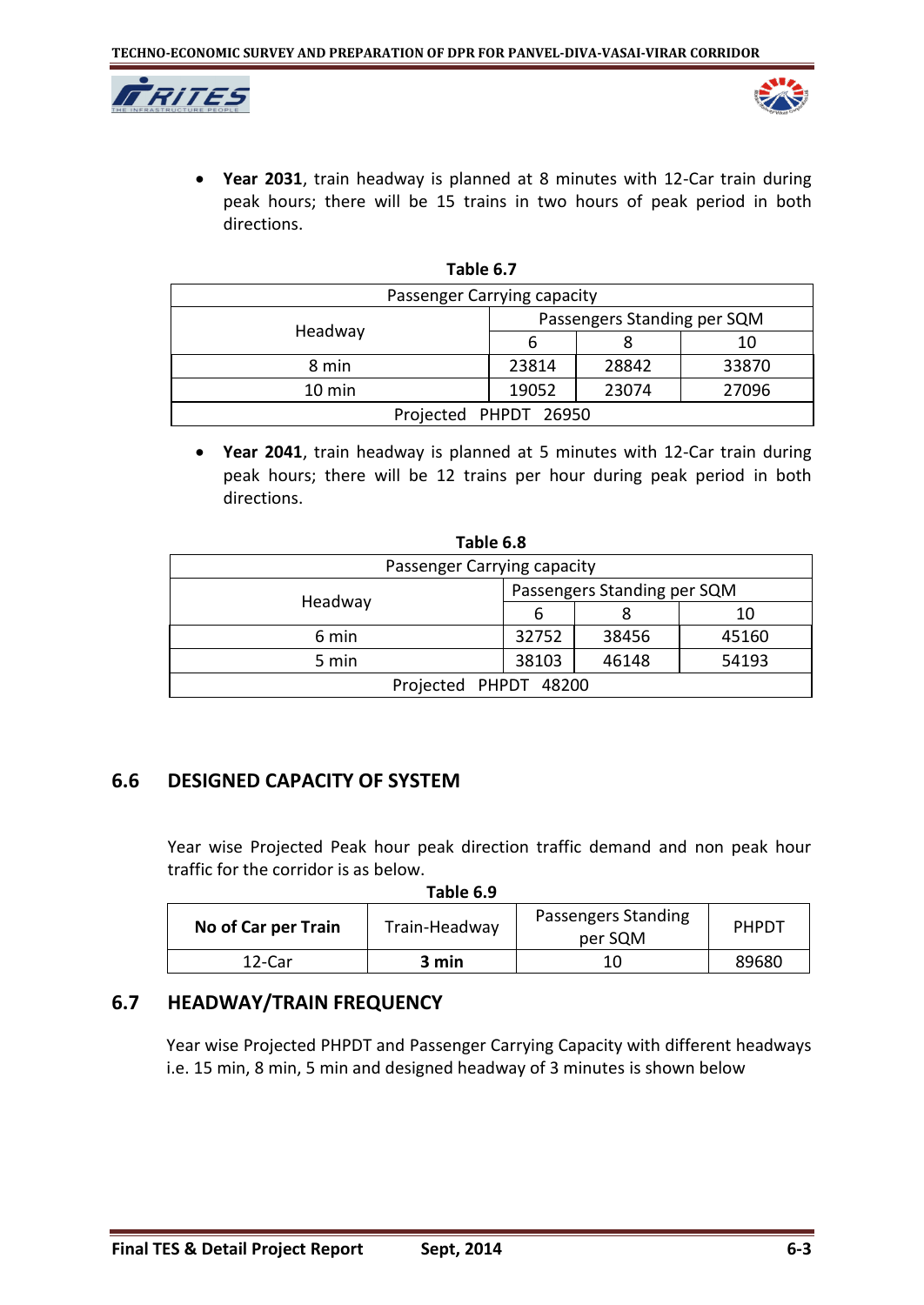- **Year 2031**, train headway is planned at 8 minutes with 12-Car train during peak hours; there will be 15 trains in two hours of peak period in both directions.

**Table 6.7**

| Passenger Carrying capacity | | | |
|---|---|---|---|
| Headway | Passengers Standing per SQM | | |
| | 6 | 8 | 10 |
| 8 min | 23814 | 28842 | 33870 |
| 10 min | 19052 | 23074 | 27096 |
| Projected PHPDT 26950 | | | |

- **Year 2041**, train headway is planned at 5 minutes with 12-Car train during peak hours; there will be 12 trains per hour during peak period in both directions.

**Table 6.8**

| Passenger Carrying capacity | | | |
|---|---|---|---|
| Headway | Passengers Standing per SQM | | |
| | 6 | 8 | 10 |
| 6 min | 32752 | 38456 | 45160 |
| 5 min | 38103 | 46148 | 54193 |
| Projected PHPDT 48200 | | | |

## 6.6 DESIGNED CAPACITY OF SYSTEM

Year wise Projected Peak hour peak direction traffic demand and non peak hour traffic for the corridor is as below.

**Table 6.9**

| No of Car per Train | Train-Headway | Passengers Standing per SQM | PHPDT |
|---|---|---|---|
| 12-Car | **3 min** | 10 | 89680 |

## 6.7 HEADWAY/TRAIN FREQUENCY

Year wise Projected PHPDT and Passenger Carrying Capacity with different headways i.e. 15 min, 8 min, 5 min and designed headway of 3 minutes is shown below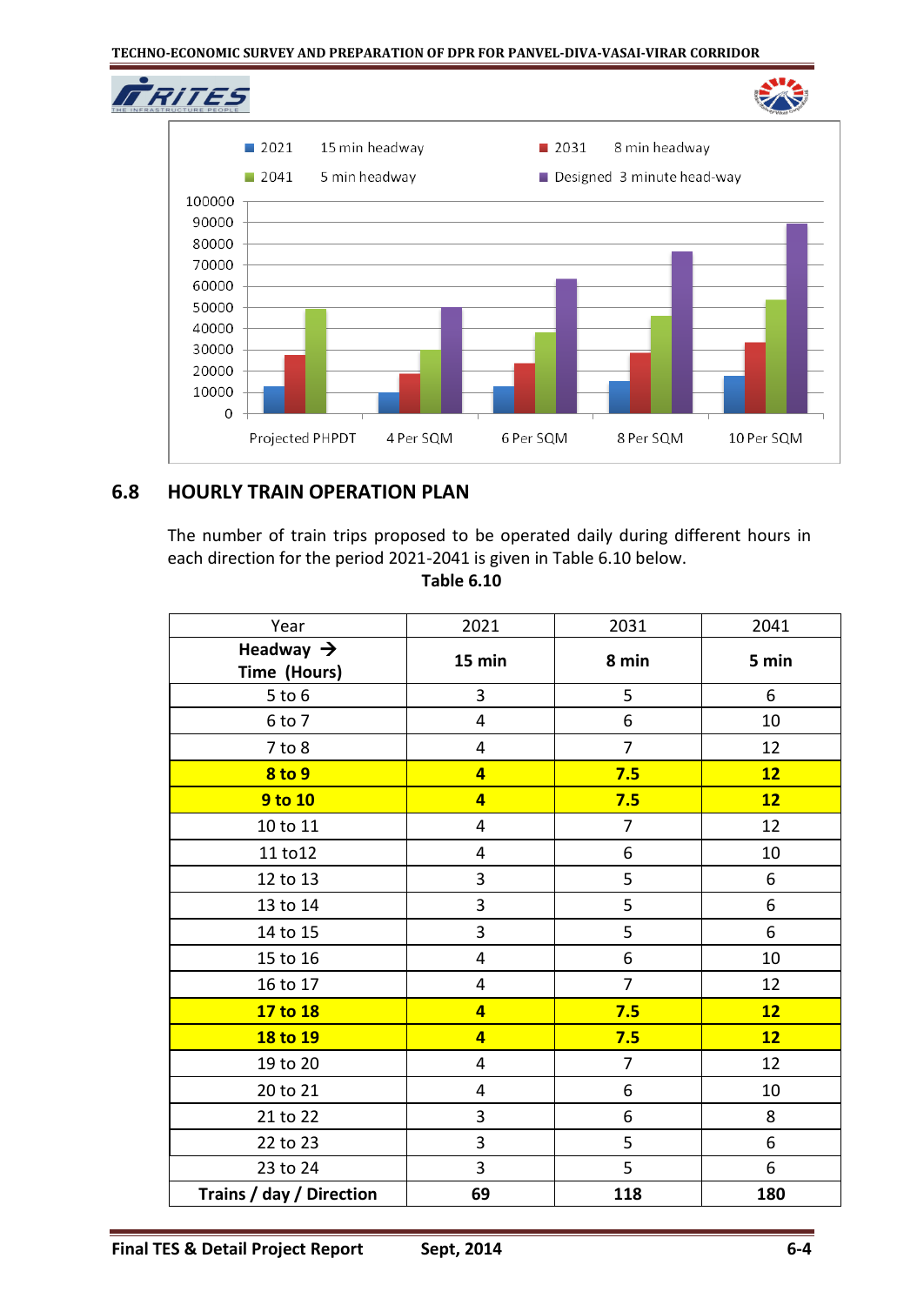- 2021 15 min headway
- 2031 8 min headway
- 2041 5 min headway
- Designed 3 minute head-way

## 6.8 HOURLY TRAIN OPERATION PLAN

The number of train trips proposed to be operated daily during different hours in each direction for the period 2021-2041 is given in Table 6.10 below.

**Table 6.10**

| Year | 2021 | 2031 | 2041 |
|---|---|---|---|
| **Headway →**<br>**Time (Hours)** | **15 min** | **8 min** | **5 min** |
| 5 to 6 | 3 | 5 | 6 |
| 6 to 7 | 4 | 6 | 10 |
| 7 to 8 | 4 | 7 | 12 |
| **8 to 9** | **4** | **7.5** | **12** |
| **9 to 10** | **4** | **7.5** | **12** |
| 10 to 11 | 4 | 7 | 12 |
| 11 to12 | 4 | 6 | 10 |
| 12 to 13 | 3 | 5 | 6 |
| 13 to 14 | 3 | 5 | 6 |
| 14 to 15 | 3 | 5 | 6 |
| 15 to 16 | 4 | 6 | 10 |
| 16 to 17 | 4 | 7 | 12 |
| **17 to 18** | **4** | **7.5** | **12** |
| **18 to 19** | **4** | **7.5** | **12** |
| 19 to 20 | 4 | 7 | 12 |
| 20 to 21 | 4 | 6 | 10 |
| 21 to 22 | 3 | 6 | 8 |
| 22 to 23 | 3 | 5 | 6 |
| 23 to 24 | 3 | 5 | 6 |
| **Trains / day / Direction** | **69** | **118** | **180** |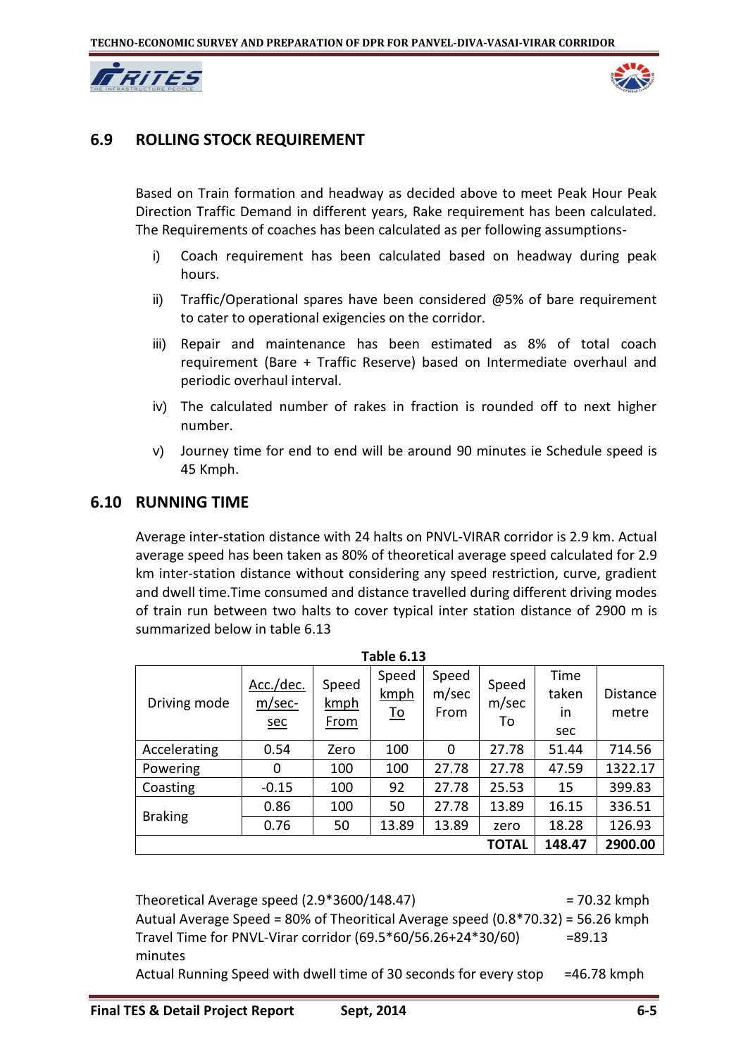## 6.9 ROLLING STOCK REQUIREMENT

Based on Train formation and headway as decided above to meet Peak Hour Peak Direction Traffic Demand in different years, Rake requirement has been calculated. The Requirements of coaches has been calculated as per following assumptions-

i) Coach requirement has been calculated based on headway during peak hours.

ii) Traffic/Operational spares have been considered @5% of bare requirement to cater to operational exigencies on the corridor.

iii) Repair and maintenance has been estimated as 8% of total coach requirement (Bare + Traffic Reserve) based on Intermediate overhaul and periodic overhaul interval.

iv) The calculated number of rakes in fraction is rounded off to next higher number.

v) Journey time for end to end will be around 90 minutes ie Schedule speed is 45 Kmph.

## 6.10 RUNNING TIME

Average inter-station distance with 24 halts on PNVL-VIRAR corridor is 2.9 km. Actual average speed has been taken as 80% of theoretical average speed calculated for 2.9 km inter-station distance without considering any speed restriction, curve, gradient and dwell time.Time consumed and distance travelled during different driving modes of train run between two halts to cover typical inter station distance of 2900 m is summarized below in table 6.13

**Table 6.13**

| Driving mode | Acc./dec. m/sec-sec | Speed kmph From | Speed kmph To | Speed m/sec From | Speed m/sec To | Time taken in sec | Distance metre |
|---|---|---|---|---|---|---|---|
| Accelerating | 0.54 | Zero | 100 | 0 | 27.78 | 51.44 | 714.56 |
| Powering | 0 | 100 | 100 | 27.78 | 27.78 | 47.59 | 1322.17 |
| Coasting | -0.15 | 100 | 92 | 27.78 | 25.53 | 15 | 399.83 |
| Braking | 0.86 | 100 | 50 | 27.78 | 13.89 | 16.15 | 336.51 |
| | 0.76 | 50 | 13.89 | 13.89 | zero | 18.28 | 126.93 |
| | | | | | **TOTAL** | **148.47** | **2900.00** |

Theoretical Average speed (2.9*3600/148.47) = 70.32 kmph

Autual Average Speed = 80% of Theoritical Average speed (0.8*70.32) = 56.26 kmph

Travel Time for PNVL-Virar corridor (69.5*60/56.26+24*30/60) =89.13 minutes

Actual Running Speed with dwell time of 30 seconds for every stop =46.78 kmph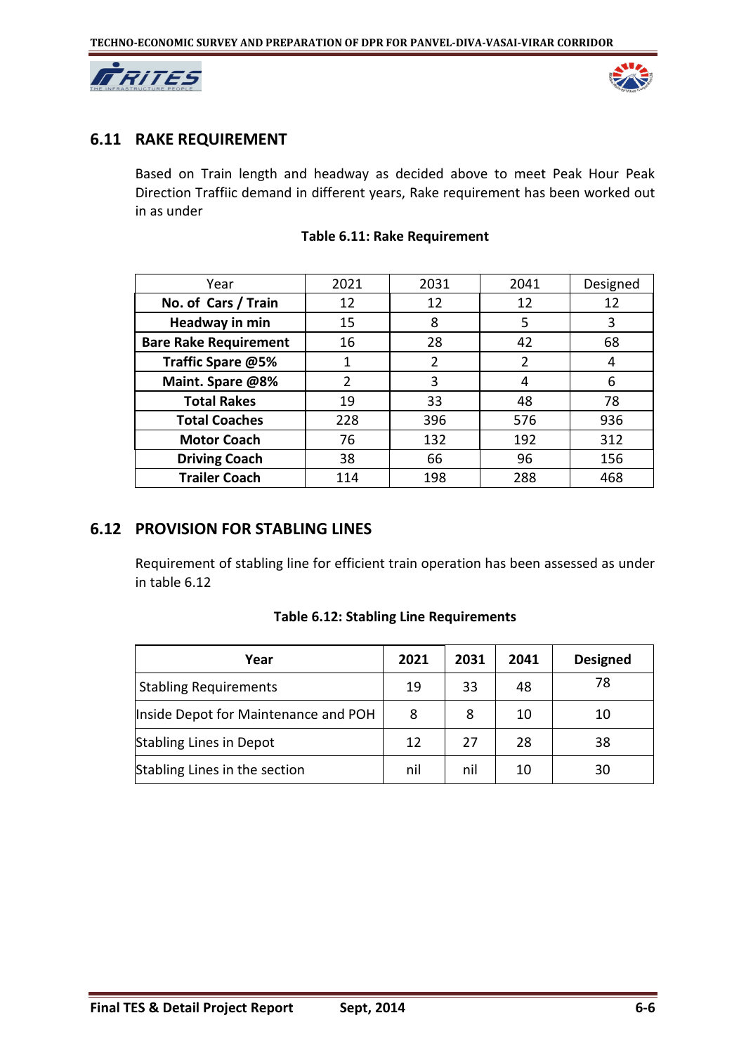## 6.11 RAKE REQUIREMENT

Based on Train length and headway as decided above to meet Peak Hour Peak Direction Traffiic demand in different years, Rake requirement has been worked out in as under

**Table 6.11: Rake Requirement**

| Year | 2021 | 2031 | 2041 | Designed |
|---|---|---|---|---|
| **No. of Cars / Train** | 12 | 12 | 12 | 12 |
| **Headway in min** | 15 | 8 | 5 | 3 |
| **Bare Rake Requirement** | 16 | 28 | 42 | 68 |
| **Traffic Spare @5%** | 1 | 2 | 2 | 4 |
| **Maint. Spare @8%** | 2 | 3 | 4 | 6 |
| **Total Rakes** | 19 | 33 | 48 | 78 |
| **Total Coaches** | 228 | 396 | 576 | 936 |
| **Motor Coach** | 76 | 132 | 192 | 312 |
| **Driving Coach** | 38 | 66 | 96 | 156 |
| **Trailer Coach** | 114 | 198 | 288 | 468 |

## 6.12 PROVISION FOR STABLING LINES

Requirement of stabling line for efficient train operation has been assessed as under in table 6.12

**Table 6.12: Stabling Line Requirements**

| Year | 2021 | 2031 | 2041 | Designed |
|---|---|---|---|---|
| Stabling Requirements | 19 | 33 | 48 | 78 |
| Inside Depot for Maintenance and POH | 8 | 8 | 10 | 10 |
| Stabling Lines in Depot | 12 | 27 | 28 | 38 |
| Stabling Lines in the section | nil | nil | 10 | 30 |